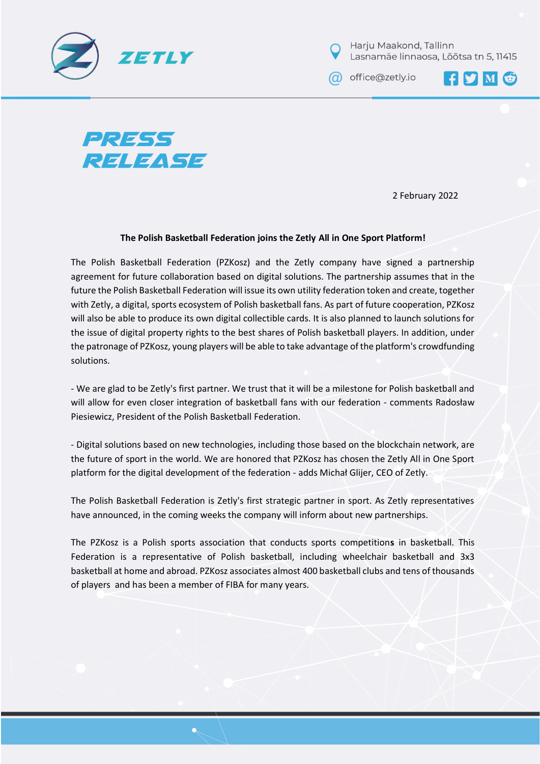ZETLY

Harju Maakond, Tallinn
Lasnamäe linnaosa, Lõõtsa tn 5, 11415

office@zetly.io

# PRESS RELEASE

2 February 2022

**The Polish Basketball Federation joins the Zetly All in One Sport Platform!**

The Polish Basketball Federation (PZKosz) and the Zetly company have signed a partnership agreement for future collaboration based on digital solutions. The partnership assumes that in the future the Polish Basketball Federation will issue its own utility federation token and create, together with Zetly, a digital, sports ecosystem of Polish basketball fans. As part of future cooperation, PZKosz will also be able to produce its own digital collectible cards. It is also planned to launch solutions for the issue of digital property rights to the best shares of Polish basketball players. In addition, under the patronage of PZKosz, young players will be able to take advantage of the platform's crowdfunding solutions.

- We are glad to be Zetly's first partner. We trust that it will be a milestone for Polish basketball and will allow for even closer integration of basketball fans with our federation - comments Radosław Piesiewicz, President of the Polish Basketball Federation.

- Digital solutions based on new technologies, including those based on the blockchain network, are the future of sport in the world. We are honored that PZKosz has chosen the Zetly All in One Sport platform for the digital development of the federation - adds Michał Glijer, CEO of Zetly.

The Polish Basketball Federation is Zetly's first strategic partner in sport. As Zetly representatives have announced, in the coming weeks the company will inform about new partnerships.

The PZKosz is a Polish sports association that conducts sports competitions in basketball. This Federation is a representative of Polish basketball, including wheelchair basketball and 3x3 basketball at home and abroad. PZKosz associates almost 400 basketball clubs and tens of thousands of players and has been a member of FIBA for many years.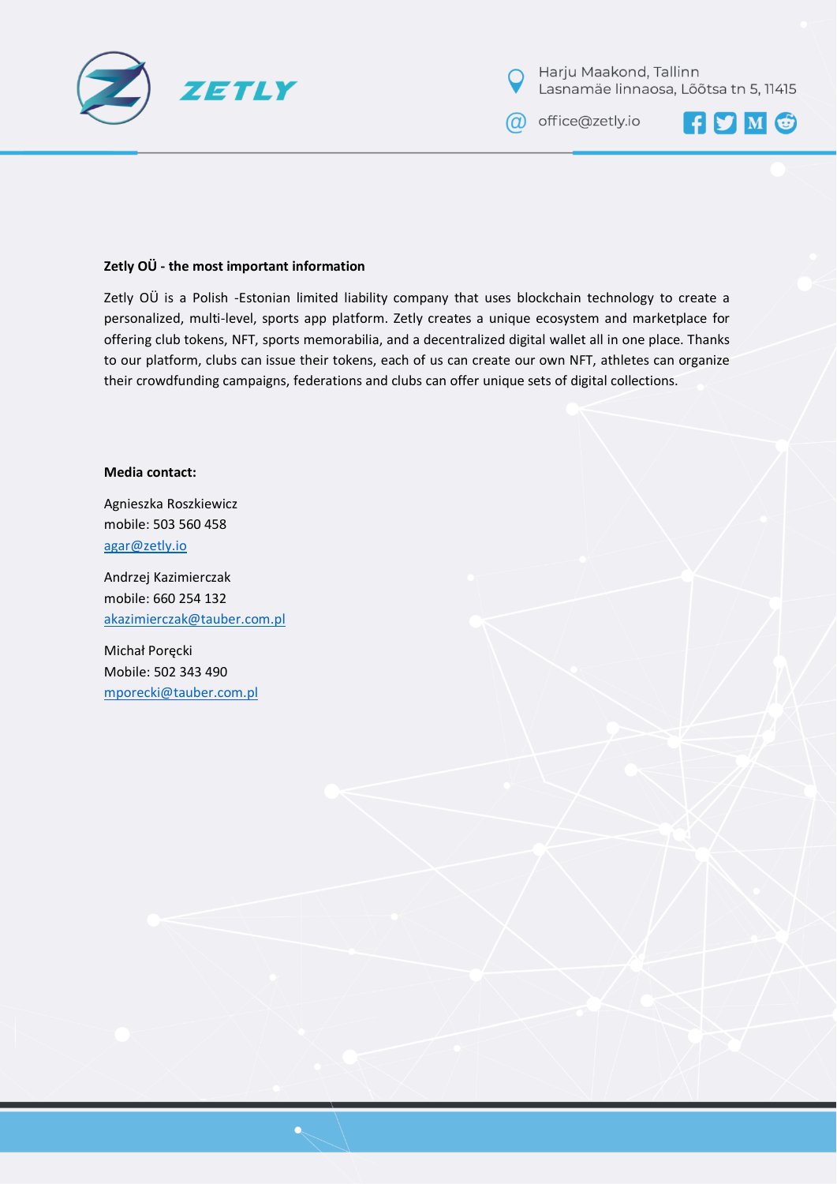**Zetly OÜ - the most important information**

Zetly OÜ is a Polish -Estonian limited liability company that uses blockchain technology to create a personalized, multi-level, sports app platform. Zetly creates a unique ecosystem and marketplace for offering club tokens, NFT, sports memorabilia, and a decentralized digital wallet all in one place. Thanks to our platform, clubs can issue their tokens, each of us can create our own NFT, athletes can organize their crowdfunding campaigns, federations and clubs can offer unique sets of digital collections.

**Media contact:**

Agnieszka Roszkiewicz
mobile: 503 560 458
agar@zetly.io

Andrzej Kazimierczak
mobile: 660 254 132
akazimierczak@tauber.com.pl

Michał Poręcki
Mobile: 502 343 490
mporecki@tauber.com.pl